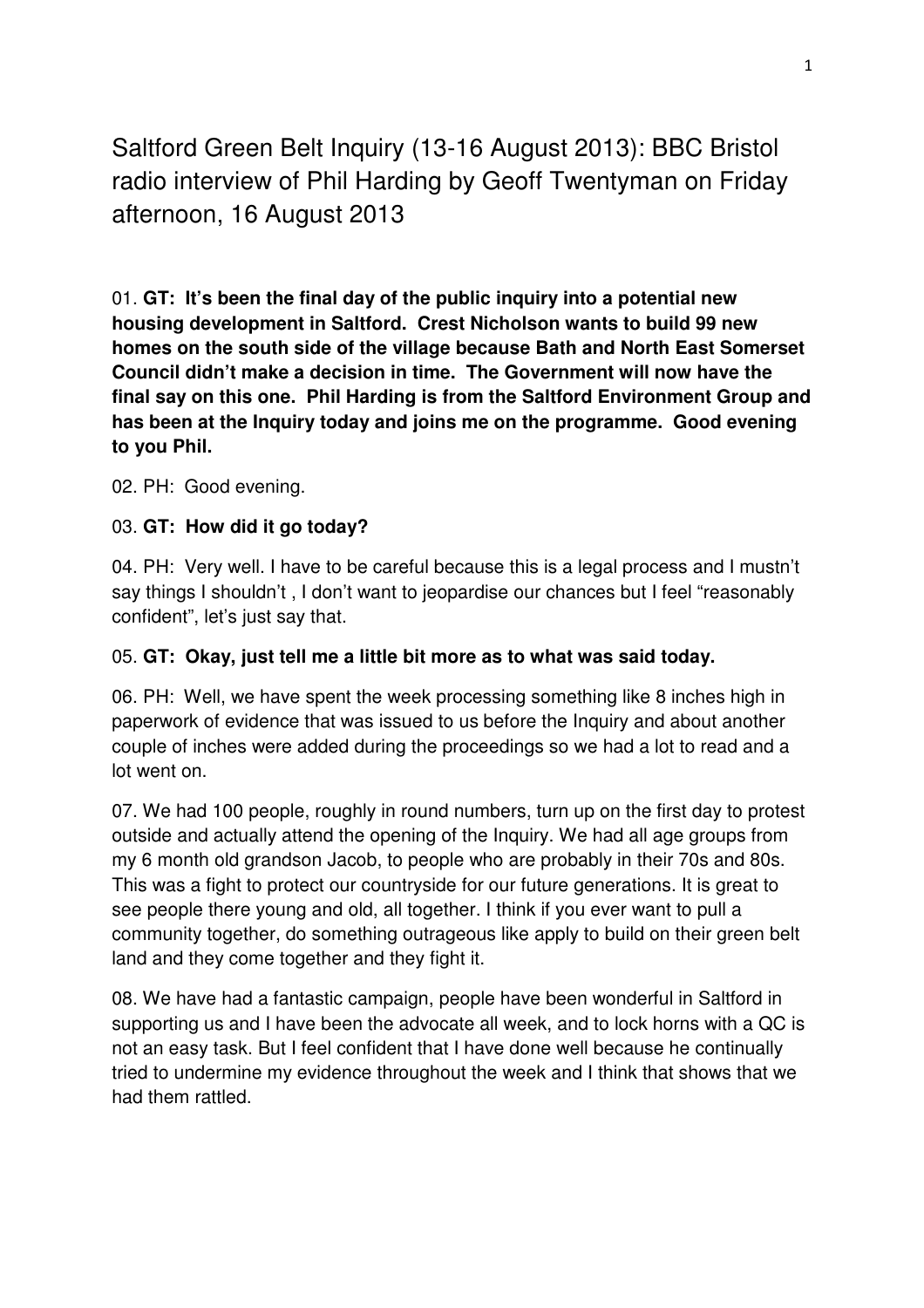# Saltford Green Belt Inquiry (13-16 August 2013): BBC Bristol radio interview of Phil Harding by Geoff Twentyman on Friday afternoon, 16 August 2013

01. **GT: It's been the final day of the public inquiry into a potential new housing development in Saltford. Crest Nicholson wants to build 99 new homes on the south side of the village because Bath and North East Somerset Council didn't make a decision in time. The Government will now have the final say on this one. Phil Harding is from the Saltford Environment Group and has been at the Inquiry today and joins me on the programme. Good evening to you Phil.**

02. PH: Good evening.

03. **GT: How did it go today?**

04. PH: Very well. I have to be careful because this is a legal process and I mustn't say things I shouldn't , I don't want to jeopardise our chances but I feel "reasonably confident", let's just say that.

05. **GT: Okay, just tell me a little bit more as to what was said today.**

06. PH: Well, we have spent the week processing something like 8 inches high in paperwork of evidence that was issued to us before the Inquiry and about another couple of inches were added during the proceedings so we had a lot to read and a lot went on.

07. We had 100 people, roughly in round numbers, turn up on the first day to protest outside and actually attend the opening of the Inquiry. We had all age groups from my 6 month old grandson Jacob, to people who are probably in their 70s and 80s. This was a fight to protect our countryside for our future generations. It is great to see people there young and old, all together. I think if you ever want to pull a community together, do something outrageous like apply to build on their green belt land and they come together and they fight it.

08. We have had a fantastic campaign, people have been wonderful in Saltford in supporting us and I have been the advocate all week, and to lock horns with a QC is not an easy task. But I feel confident that I have done well because he continually tried to undermine my evidence throughout the week and I think that shows that we had them rattled.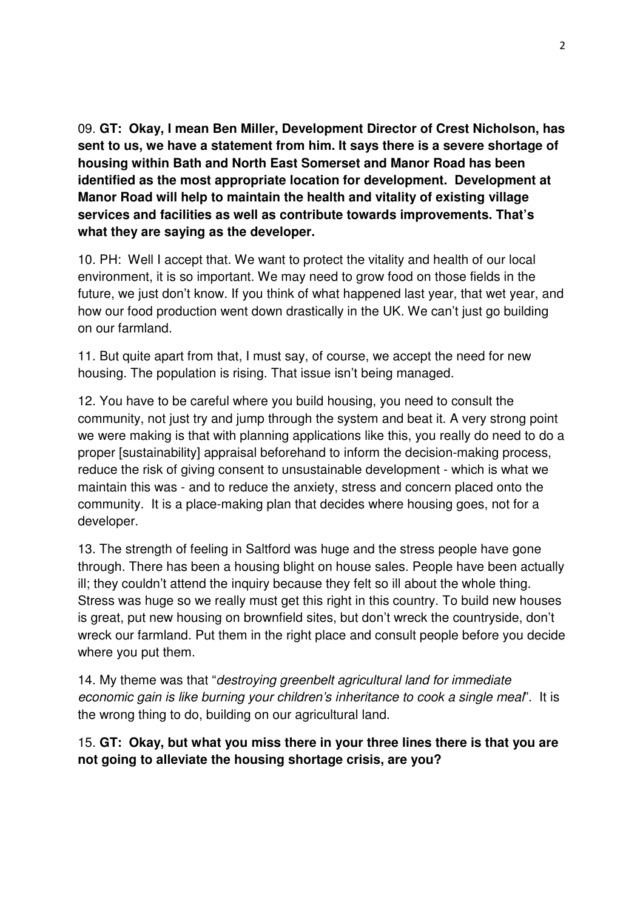09. **GT: Okay, I mean Ben Miller, Development Director of Crest Nicholson, has sent to us, we have a statement from him. It says there is a severe shortage of housing within Bath and North East Somerset and Manor Road has been identified as the most appropriate location for development. Development at Manor Road will help to maintain the health and vitality of existing village services and facilities as well as contribute towards improvements. That's what they are saying as the developer.**

10. PH: Well I accept that. We want to protect the vitality and health of our local environment, it is so important. We may need to grow food on those fields in the future, we just don't know. If you think of what happened last year, that wet year, and how our food production went down drastically in the UK. We can't just go building on our farmland.

11. But quite apart from that, I must say, of course, we accept the need for new housing. The population is rising. That issue isn't being managed.

12. You have to be careful where you build housing, you need to consult the community, not just try and jump through the system and beat it. A very strong point we were making is that with planning applications like this, you really do need to do a proper [sustainability] appraisal beforehand to inform the decision-making process, reduce the risk of giving consent to unsustainable development - which is what we maintain this was - and to reduce the anxiety, stress and concern placed onto the community. It is a place-making plan that decides where housing goes, not for a developer.

13. The strength of feeling in Saltford was huge and the stress people have gone through. There has been a housing blight on house sales. People have been actually ill; they couldn't attend the inquiry because they felt so ill about the whole thing. Stress was huge so we really must get this right in this country. To build new houses is great, put new housing on brownfield sites, but don't wreck the countryside, don't wreck our farmland. Put them in the right place and consult people before you decide where you put them.

14. My theme was that "*destroying greenbelt agricultural land for immediate economic gain is like burning your children's inheritance to cook a single meal*". It is the wrong thing to do, building on our agricultural land.

15. **GT: Okay, but what you miss there in your three lines there is that you are not going to alleviate the housing shortage crisis, are you?**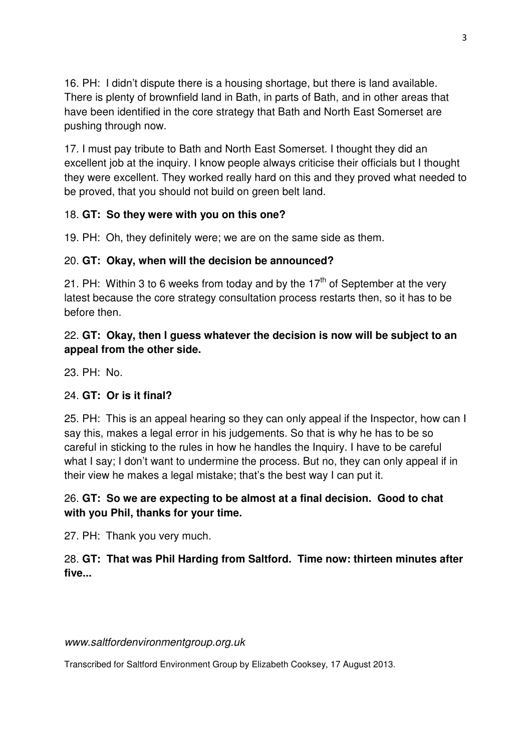16. PH: I didn't dispute there is a housing shortage, but there is land available. There is plenty of brownfield land in Bath, in parts of Bath, and in other areas that have been identified in the core strategy that Bath and North East Somerset are pushing through now.

17. I must pay tribute to Bath and North East Somerset. I thought they did an excellent job at the inquiry. I know people always criticise their officials but I thought they were excellent. They worked really hard on this and they proved what needed to be proved, that you should not build on green belt land.

18. **GT: So they were with you on this one?**

19. PH: Oh, they definitely were; we are on the same side as them.

20. **GT: Okay, when will the decision be announced?**

21. PH: Within 3 to 6 weeks from today and by the 17th of September at the very latest because the core strategy consultation process restarts then, so it has to be before then.

22. **GT: Okay, then I guess whatever the decision is now will be subject to an appeal from the other side.**

23. PH: No.

24. **GT: Or is it final?**

25. PH: This is an appeal hearing so they can only appeal if the Inspector, how can I say this, makes a legal error in his judgements. So that is why he has to be so careful in sticking to the rules in how he handles the Inquiry. I have to be careful what I say; I don't want to undermine the process. But no, they can only appeal if in their view he makes a legal mistake; that's the best way I can put it.

26. **GT: So we are expecting to be almost at a final decision. Good to chat with you Phil, thanks for your time.**

27. PH: Thank you very much.

28. **GT: That was Phil Harding from Saltford. Time now: thirteen minutes after five...**

*www.saltfordenvironmentgroup.org.uk*

Transcribed for Saltford Environment Group by Elizabeth Cooksey, 17 August 2013.